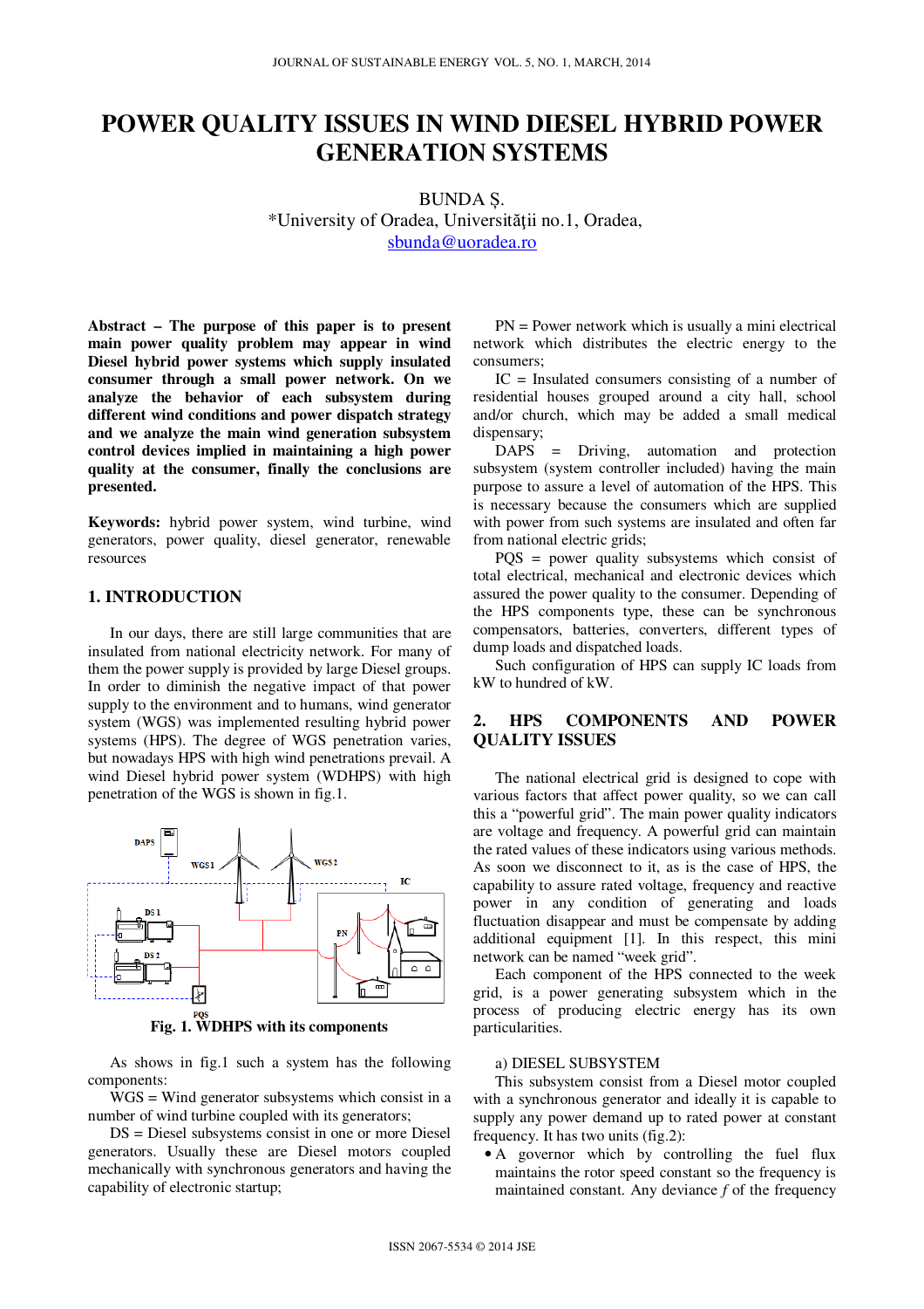# POWER QUALITY ISSUES IN WIND DIESEL HYBRID POWER GENERATION SYSTEMS

BUNDA Ş.

*University of Oradea, Universităţii no.1, Oradea,
sbunda@uoradea.ro

**Abstract – The purpose of this paper is to present main power quality problem may appear in wind Diesel hybrid power systems which supply insulated consumer through a small power network. On we analyze the behavior of each subsystem during different wind conditions and power dispatch strategy and we analyze the main wind generation subsystem control devices implied in maintaining a high power quality at the consumer, finally the conclusions are presented.**

**Keywords:** hybrid power system, wind turbine, wind generators, power quality, diesel generator, renewable resources

## 1. INTRODUCTION

In our days, there are still large communities that are insulated from national electricity network. For many of them the power supply is provided by large Diesel groups. In order to diminish the negative impact of that power supply to the environment and to humans, wind generator system (WGS) was implemented resulting hybrid power systems (HPS). The degree of WGS penetration varies, but nowadays HPS with high wind penetrations prevail. A wind Diesel hybrid power system (WDHPS) with high penetration of the WGS is shown in fig.1.

**Fig. 1. WDHPS with its components**

As shows in fig.1 such a system has the following components:

WGS = Wind generator subsystems which consist in a number of wind turbine coupled with its generators;

DS = Diesel subsystems consist in one or more Diesel generators. Usually these are Diesel motors coupled mechanically with synchronous generators and having the capability of electronic startup;

PN = Power network which is usually a mini electrical network which distributes the electric energy to the consumers;

IC = Insulated consumers consisting of a number of residential houses grouped around a city hall, school and/or church, which may be added a small medical dispensary;

DAPS = Driving, automation and protection subsystem (system controller included) having the main purpose to assure a level of automation of the HPS. This is necessary because the consumers which are supplied with power from such systems are insulated and often far from national electric grids;

PQS = power quality subsystems which consist of total electrical, mechanical and electronic devices which assured the power quality to the consumer. Depending of the HPS components type, these can be synchronous compensators, batteries, converters, different types of dump loads and dispatched loads.

Such configuration of HPS can supply IC loads from kW to hundred of kW.

## 2. HPS COMPONENTS AND POWER QUALITY ISSUES

The national electrical grid is designed to cope with various factors that affect power quality, so we can call this a "powerful grid". The main power quality indicators are voltage and frequency. A powerful grid can maintain the rated values of these indicators using various methods. As soon we disconnect to it, as is the case of HPS, the capability to assure rated voltage, frequency and reactive power in any condition of generating and loads fluctuation disappear and must be compensate by adding additional equipment [1]. In this respect, this mini network can be named "week grid".

Each component of the HPS connected to the week grid, is a power generating subsystem which in the process of producing electric energy has its own particularities.

a) DIESEL SUBSYSTEM

This subsystem consist from a Diesel motor coupled with a synchronous generator and ideally it is capable to supply any power demand up to rated power at constant frequency. It has two units (fig.2):

- A governor which by controlling the fuel flux maintains the rotor speed constant so the frequency is maintained constant. Any deviance $f$ of the frequency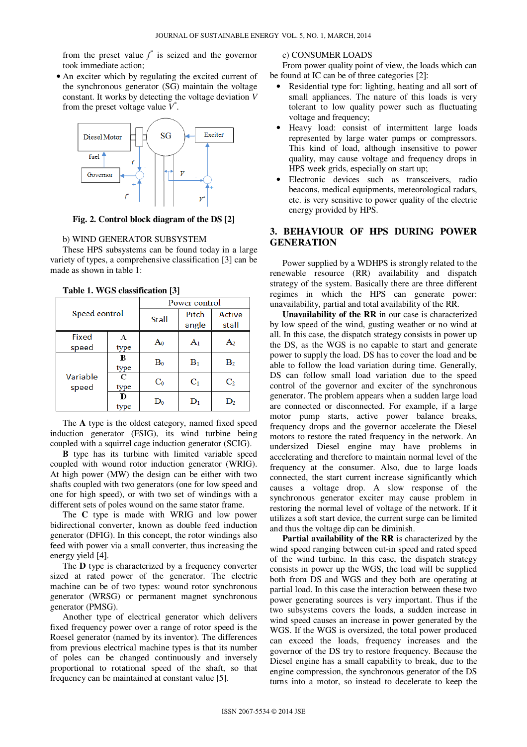from the preset value $f^*$ is seized and the governor took immediate action;

- An exciter which by regulating the excited current of the synchronous generator (SG) maintain the voltage constant. It works by detecting the voltage deviation $V$ from the preset voltage value $V^*$.

Fig. 2. Control block diagram of the DS [2]

b) WIND GENERATOR SUBSYSTEM

These HPS subsystems can be found today in a large variety of types, a comprehensive classification [3] can be made as shown in table 1:

**Table 1. WGS classification [3]**

| Speed control | | Power control | | |
|---|---|---|---|---|
| | | Stall | Pitch angle | Active stall |
| Fixed speed | A type | $A_0$ | $A_1$ | $A_2$ |
| Variable speed | B type | $B_0$ | $B_1$ | $B_2$ |
| | C type | $C_0$ | $C_1$ | $C_2$ |
| | D type | $D_0$ | $D_1$ | $D_2$ |

The **A** type is the oldest category, named fixed speed induction generator (FSIG), its wind turbine being coupled with a squirrel cage induction generator (SCIG).

**B** type has its turbine with limited variable speed coupled with wound rotor induction generator (WRIG). At high power (MW) the design can be either with two shafts coupled with two generators (one for low speed and one for high speed), or with two set of windings with a different sets of poles wound on the same stator frame.

The **C** type is made with WRIG and low power bidirectional converter, known as double feed induction generator (DFIG). In this concept, the rotor windings also feed with power via a small converter, thus increasing the energy yield [4].

The **D** type is characterized by a frequency converter sized at rated power of the generator. The electric machine can be of two types: wound rotor synchronous generator (WRSG) or permanent magnet synchronous generator (PMSG).

Another type of electrical generator which delivers fixed frequency power over a range of rotor speed is the Roesel generator (named by its inventor). The differences from previous electrical machine types is that its number of poles can be changed continuously and inversely proportional to rotational speed of the shaft, so that frequency can be maintained at constant value [5].

c) CONSUMER LOADS

From power quality point of view, the loads which can be found at IC can be of three categories [2]:

- Residential type for: lighting, heating and all sort of small appliances. The nature of this loads is very tolerant to low quality power such as fluctuating voltage and frequency;
- Heavy load: consist of intermittent large loads represented by large water pumps or compressors. This kind of load, although insensitive to power quality, may cause voltage and frequency drops in HPS week grids, especially on start up;
- Electronic devices such as transceivers, radio beacons, medical equipments, meteorological radars, etc. is very sensitive to power quality of the electric energy provided by HPS.

## 3. BEHAVIOUR OF HPS DURING POWER GENERATION

Power supplied by a WDHPS is strongly related to the renewable resource (RR) availability and dispatch strategy of the system. Basically there are three different regimes in which the HPS can generate power: unavailability, partial and total availability of the RR.

**Unavailability of the RR** in our case is characterized by low speed of the wind, gusting weather or no wind at all. In this case, the dispatch strategy consists in power up the DS, as the WGS is no capable to start and generate power to supply the load. DS has to cover the load and be able to follow the load variation during time. Generally, DS can follow small load variation due to the speed control of the governor and exciter of the synchronous generator. The problem appears when a sudden large load are connected or disconnected. For example, if a large motor pump starts, active power balance breaks, frequency drops and the governor accelerate the Diesel motors to restore the rated frequency in the network. An undersized Diesel engine may have problems in accelerating and therefore to maintain normal level of the frequency at the consumer. Also, due to large loads connected, the start current increase significantly which causes voltage drop. A slow response of the synchronous generator exciter may cause problem in restoring the normal level of voltage of the network. If it utilizes a soft start device, the current surge can be limited and thus the voltage dip can be diminish.

**Partial availability of the RR** is characterized by the wind speed ranging between cut-in speed and rated speed of the wind turbine. In this case, the dispatch strategy consists in power up the WGS, the load will be supplied both from DS and WGS and they both are operating at partial load. In this case the interaction between these two power generating sources is very important. Thus if the two subsystems covers the loads, a sudden increase in wind speed causes an increase in power generated by the WGS. If the WGS is oversized, the total power produced can exceed the loads, frequency increases and the governor of the DS try to restore frequency. Because the Diesel engine has a small capability to break, due to the engine compression, the synchronous generator of the DS turns into a motor, so instead to decelerate to keep the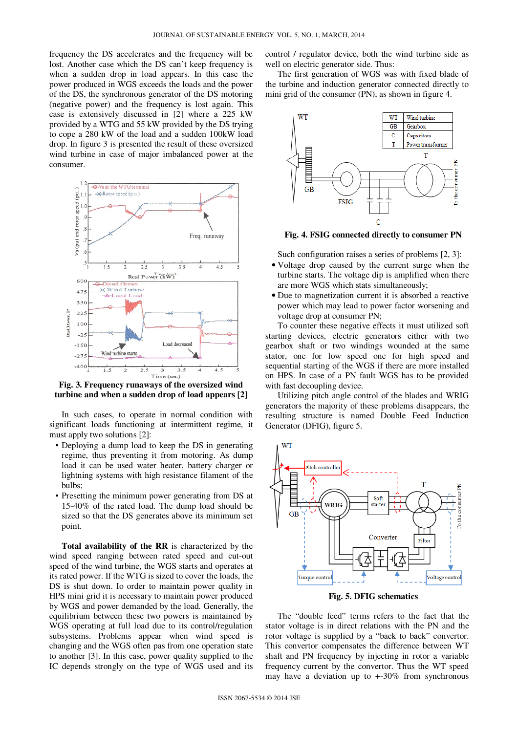frequency the DS accelerates and the frequency will be lost. Another case which the DS can't keep frequency is when a sudden drop in load appears. In this case the power produced in WGS exceeds the loads and the power of the DS, the synchronous generator of the DS motoring (negative power) and the frequency is lost again. This case is extensively discussed in [2] where a 225 kW provided by a WTG and 55 kW provided by the DS trying to cope a 280 kW of the load and a sudden 100kW load drop. In figure 3 is presented the result of these oversized wind turbine in case of major imbalanced power at the consumer.

**Fig. 3. Frequency runaways of the oversized wind turbine and when a sudden drop of load appears [2]**

In such cases, to operate in normal condition with significant loads functioning at intermittent regime, it must apply two solutions [2]:

- Deploying a dump load to keep the DS in generating regime, thus preventing it from motoring. As dump load it can be used water heater, battery charger or lightning systems with high resistance filament of the bulbs;
- Presetting the minimum power generating from DS at 15-40% of the rated load. The dump load should be sized so that the DS generates above its minimum set point.

**Total availability of the RR** is characterized by the wind speed ranging between rated speed and cut-out speed of the wind turbine, the WGS starts and operates at its rated power. If the WTG is sized to cover the loads, the DS is shut down. Io order to maintain power quality in HPS mini grid it is necessary to maintain power produced by WGS and power demanded by the load. Generally, the equilibrium between these two powers is maintained by WGS operating at full load due to its control/regulation subsystems. Problems appear when wind speed is changing and the WGS often pas from one operation state to another [3]. In this case, power quality supplied to the IC depends strongly on the type of WGS used and its control / regulator device, both the wind turbine side as well on electric generator side. Thus:

The first generation of WGS was with fixed blade of the turbine and induction generator connected directly to mini grid of the consumer (PN), as shown in figure 4.

**Fig. 4. FSIG connected directly to consumer PN**

Such configuration raises a series of problems [2, 3]:

- Voltage drop caused by the current surge when the turbine starts. The voltage dip is amplified when there are more WGS which stats simultaneously;
- Due to magnetization current it is absorbed a reactive power which may lead to power factor worsening and voltage drop at consumer PN;

To counter these negative effects it must utilized soft starting devices, electric generators either with two gearbox shaft or two windings wounded at the same stator, one for low speed one for high speed and sequential starting of the WGS if there are more installed on HPS. In case of a PN fault WGS has to be provided with fast decoupling device.

Utilizing pitch angle control of the blades and WRIG generators the majority of these problems disappears, the resulting structure is named Double Feed Induction Generator (DFIG), figure 5.

**Fig. 5. DFIG schematics**

The "double feed" terms refers to the fact that the stator voltage is in direct relations with the PN and the rotor voltage is supplied by a "back to back" convertor. This convertor compensates the difference between WT shaft and PN frequency by injecting in rotor a variable frequency current by the convertor. Thus the WT speed may have a deviation up to +-30% from synchronous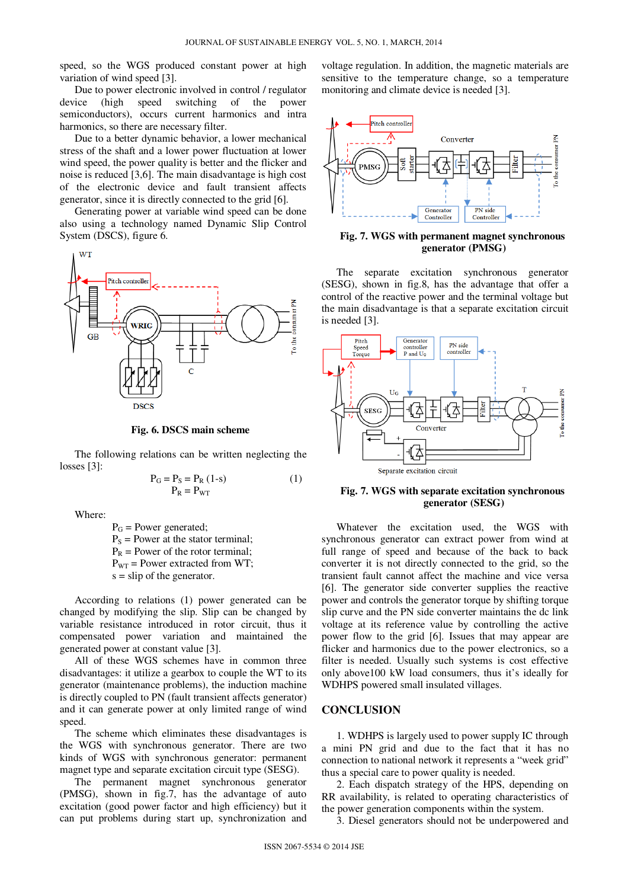speed, so the WGS produced constant power at high variation of wind speed [3].

Due to power electronic involved in control / regulator device (high speed switching of the power semiconductors), occurs current harmonics and intra harmonics, so there are necessary filter.

Due to a better dynamic behavior, a lower mechanical stress of the shaft and a lower power fluctuation at lower wind speed, the power quality is better and the flicker and noise is reduced [3,6]. The main disadvantage is high cost of the electronic device and fault transient affects generator, since it is directly connected to the grid [6].

Generating power at variable wind speed can be done also using a technology named Dynamic Slip Control System (DSCS), figure 6.

**Fig. 6. DSCS main scheme**

The following relations can be written neglecting the losses [3]:

$$P_G = P_S = P_R (1\text{-}s) \qquad (1)$$
$$P_R = P_{WT}$$

Where:

$P_G$ = Power generated;
$P_S$ = Power at the stator terminal;
$P_R$ = Power of the rotor terminal;
$P_{WT}$ = Power extracted from WT;
s = slip of the generator.

According to relations (1) power generated can be changed by modifying the slip. Slip can be changed by variable resistance introduced in rotor circuit, thus it compensated power variation and maintained the generated power at constant value [3].

All of these WGS schemes have in common three disadvantages: it utilize a gearbox to couple the WT to its generator (maintenance problems), the induction machine is directly coupled to PN (fault transient affects generator) and it can generate power at only limited range of wind speed.

The scheme which eliminates these disadvantages is the WGS with synchronous generator. There are two kinds of WGS with synchronous generator: permanent magnet type and separate excitation circuit type (SESG).

The permanent magnet synchronous generator (PMSG), shown in fig.7, has the advantage of auto excitation (good power factor and high efficiency) but it can put problems during start up, synchronization and voltage regulation. In addition, the magnetic materials are sensitive to the temperature change, so a temperature monitoring and climate device is needed [3].

**Fig. 7. WGS with permanent magnet synchronous generator (PMSG)**

The separate excitation synchronous generator (SESG), shown in fig.8, has the advantage that offer a control of the reactive power and the terminal voltage but the main disadvantage is that a separate excitation circuit is needed [3].

**Fig. 7. WGS with separate excitation synchronous generator (SESG)**

Whatever the excitation used, the WGS with synchronous generator can extract power from wind at full range of speed and because of the back to back converter it is not directly connected to the grid, so the transient fault cannot affect the machine and vice versa [6]. The generator side converter supplies the reactive power and controls the generator torque by shifting torque slip curve and the PN side converter maintains the dc link voltage at its reference value by controlling the active power flow to the grid [6]. Issues that may appear are flicker and harmonics due to the power electronics, so a filter is needed. Usually such systems is cost effective only above100 kW load consumers, thus it's ideally for WDHPS powered small insulated villages.

## CONCLUSION

1. WDHPS is largely used to power supply IC through a mini PN grid and due to the fact that it has no connection to national network it represents a "week grid" thus a special care to power quality is needed.

2. Each dispatch strategy of the HPS, depending on RR availability, is related to operating characteristics of the power generation components within the system.

3. Diesel generators should not be underpowered and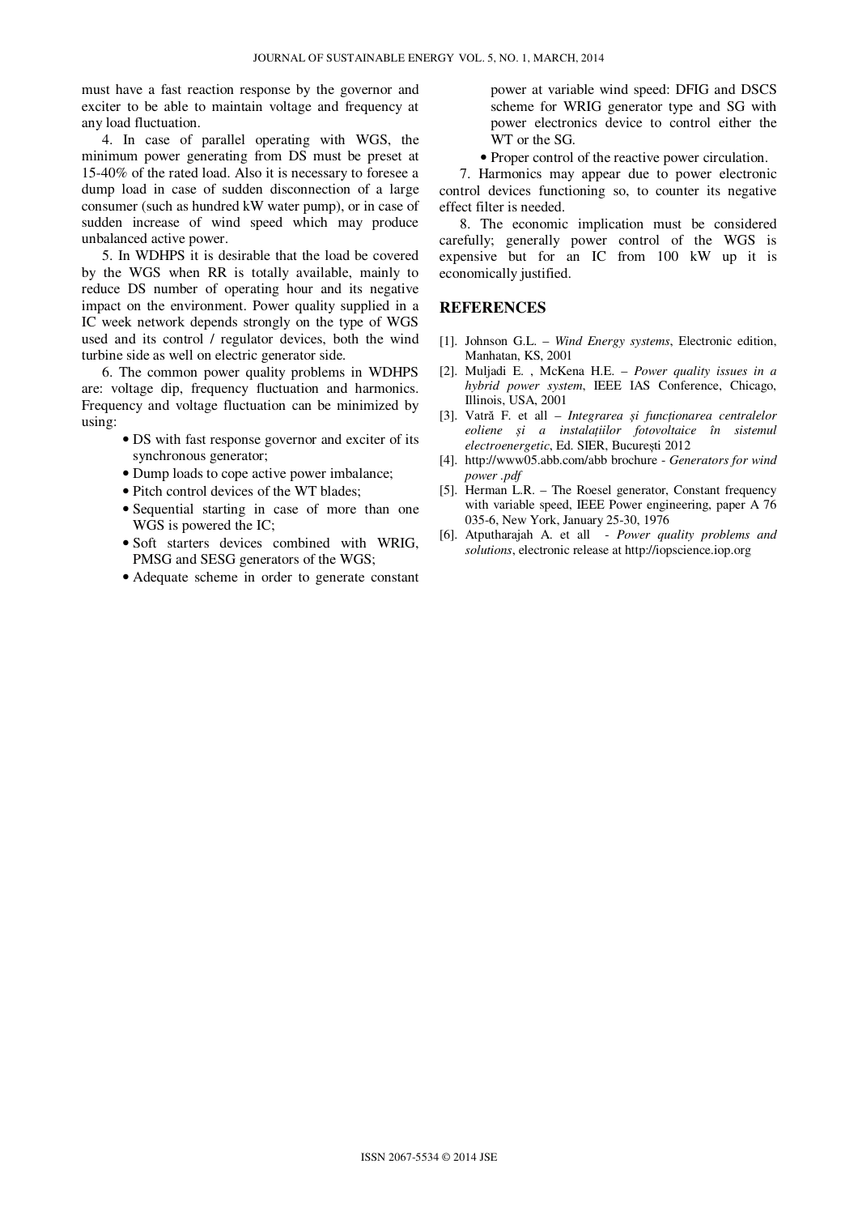must have a fast reaction response by the governor and exciter to be able to maintain voltage and frequency at any load fluctuation.

4. In case of parallel operating with WGS, the minimum power generating from DS must be preset at 15-40% of the rated load. Also it is necessary to foresee a dump load in case of sudden disconnection of a large consumer (such as hundred kW water pump), or in case of sudden increase of wind speed which may produce unbalanced active power.

5. In WDHPS it is desirable that the load be covered by the WGS when RR is totally available, mainly to reduce DS number of operating hour and its negative impact on the environment. Power quality supplied in a IC week network depends strongly on the type of WGS used and its control / regulator devices, both the wind turbine side as well on electric generator side.

6. The common power quality problems in WDHPS are: voltage dip, frequency fluctuation and harmonics. Frequency and voltage fluctuation can be minimized by using:

- DS with fast response governor and exciter of its synchronous generator;
- Dump loads to cope active power imbalance;
- Pitch control devices of the WT blades;
- Sequential starting in case of more than one WGS is powered the IC;
- Soft starters devices combined with WRIG, PMSG and SESG generators of the WGS;
- Adequate scheme in order to generate constant power at variable wind speed: DFIG and DSCS scheme for WRIG generator type and SG with power electronics device to control either the WT or the SG.
- Proper control of the reactive power circulation.

7. Harmonics may appear due to power electronic control devices functioning so, to counter its negative effect filter is needed.

8. The economic implication must be considered carefully; generally power control of the WGS is expensive but for an IC from 100 kW up it is economically justified.

## REFERENCES

[1]. Johnson G.L. – *Wind Energy systems*, Electronic edition, Manhatan, KS, 2001

[2]. Muljadi E. , McKena H.E. – *Power quality issues in a hybrid power system*, IEEE IAS Conference, Chicago, Illinois, USA, 2001

[3]. Vatră F. et all – *Integrarea și funcționarea centralelor eoliene și a instalațiilor fotovoltaice în sistemul electroenergetic*, Ed. SIER, București 2012

[4]. http://www05.abb.com/abb brochure - *Generators for wind power .pdf*

[5]. Herman L.R. – The Roesel generator, Constant frequency with variable speed, IEEE Power engineering, paper A 76 035-6, New York, January 25-30, 1976

[6]. Atputharajah A. et all - *Power quality problems and solutions*, electronic release at http://iopscience.iop.org